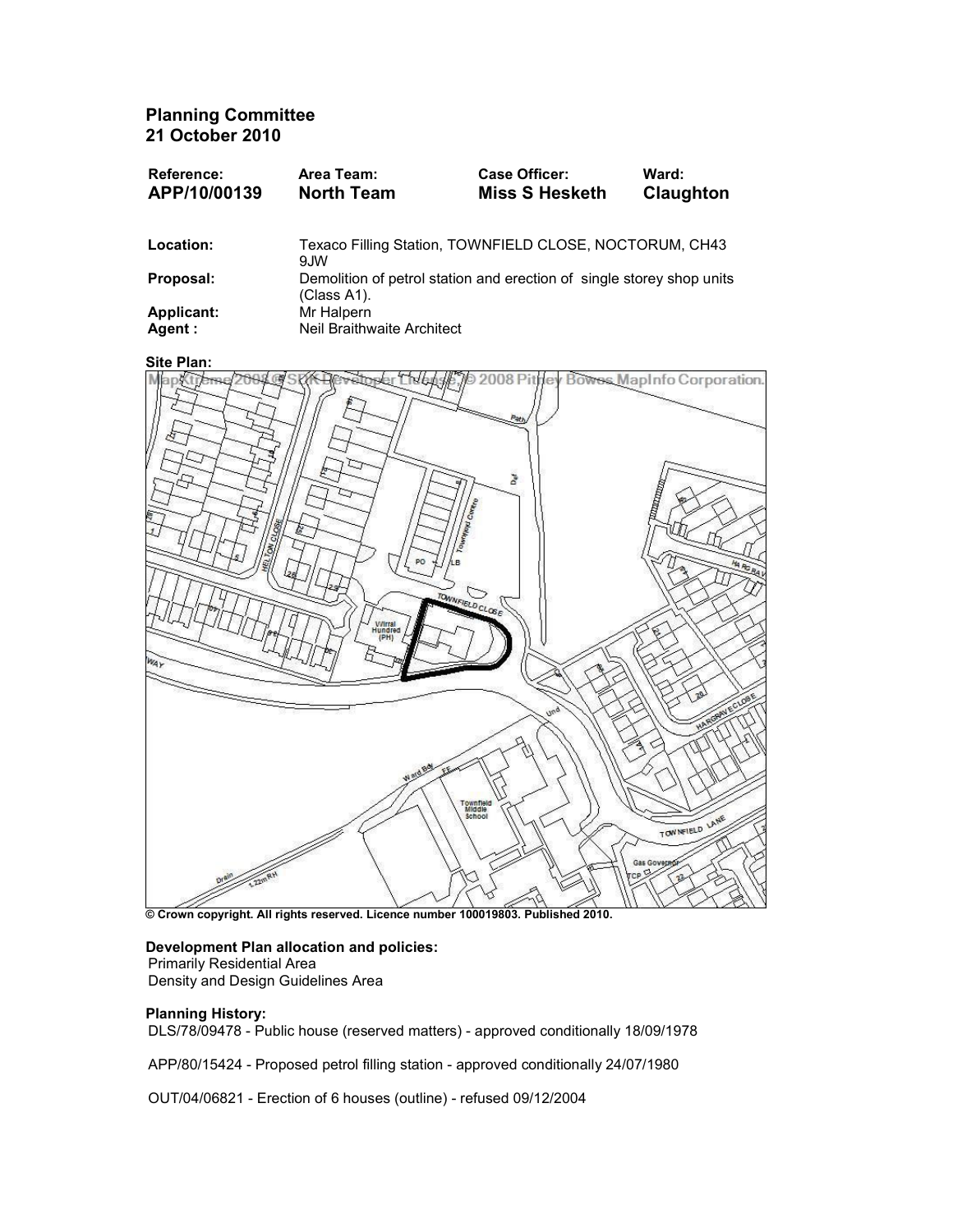## Planning Committee
## 21 October 2010

| Reference: | Area Team: | Case Officer: | Ward: |
|---|---|---|---|
| **APP/10/00139** | **North Team** | **Miss S Hesketh** | **Claughton** |

**Location:** Texaco Filling Station, TOWNFIELD CLOSE, NOCTORUM, CH43 9JW

**Proposal:** Demolition of petrol station and erection of single storey shop units (Class A1).

**Applicant:** Mr Halpern

**Agent :** Neil Braithwaite Architect

**Site Plan:**

© Crown copyright. All rights reserved. Licence number 100019803. Published 2010.

**Development Plan allocation and policies:**

Primarily Residential Area

Density and Design Guidelines Area

**Planning History:**

DLS/78/09478 - Public house (reserved matters) - approved conditionally 18/09/1978

APP/80/15424 - Proposed petrol filling station - approved conditionally 24/07/1980

OUT/04/06821 - Erection of 6 houses (outline) - refused 09/12/2004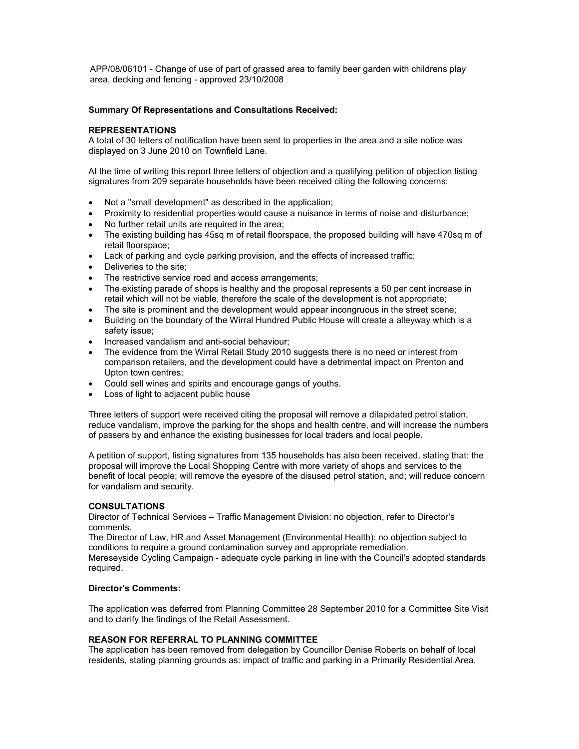APP/08/06101 - Change of use of part of grassed area to family beer garden with childrens play area, decking and fencing - approved 23/10/2008

**Summary Of Representations and Consultations Received:**

**REPRESENTATIONS**

A total of 30 letters of notification have been sent to properties in the area and a site notice was displayed on 3 June 2010 on Townfield Lane.

At the time of writing this report three letters of objection and a qualifying petition of objection listing signatures from 209 separate households have been received citing the following concerns:

- Not a "small development" as described in the application;
- Proximity to residential properties would cause a nuisance in terms of noise and disturbance;
- No further retail units are required in the area;
- The existing building has 45sq m of retail floorspace, the proposed building will have 470sq m of retail floorspace;
- Lack of parking and cycle parking provision, and the effects of increased traffic;
- Deliveries to the site;
- The restrictive service road and access arrangements;
- The existing parade of shops is healthy and the proposal represents a 50 per cent increase in retail which will not be viable, therefore the scale of the development is not appropriate;
- The site is prominent and the development would appear incongruous in the street scene;
- Building on the boundary of the Wirral Hundred Public House will create a alleyway which is a safety issue;
- Increased vandalism and anti-social behaviour;
- The evidence from the Wirral Retail Study 2010 suggests there is no need or interest from comparison retailers, and the development could have a detrimental impact on Prenton and Upton town centres;
- Could sell wines and spirits and encourage gangs of youths.
- Loss of light to adjacent public house

Three letters of support were received citing the proposal will remove a dilapidated petrol station, reduce vandalism, improve the parking for the shops and health centre, and will increase the numbers of passers by and enhance the existing businesses for local traders and local people.

A petition of support, listing signatures from 135 households has also been received, stating that: the proposal will improve the Local Shopping Centre with more variety of shops and services to the benefit of local people; will remove the eyesore of the disused petrol station, and; will reduce concern for vandalism and security.

**CONSULTATIONS**

Director of Technical Services – Traffic Management Division: no objection, refer to Director's comments.

The Director of Law, HR and Asset Management (Environmental Health): no objection subject to conditions to require a ground contamination survey and appropriate remediation.

Mereseyside Cycling Campaign - adequate cycle parking in line with the Council's adopted standards required.

**Director's Comments:**

The application was deferred from Planning Committee 28 September 2010 for a Committee Site Visit and to clarify the findings of the Retail Assessment.

**REASON FOR REFERRAL TO PLANNING COMMITTEE**

The application has been removed from delegation by Councillor Denise Roberts on behalf of local residents, stating planning grounds as: impact of traffic and parking in a Primarily Residential Area.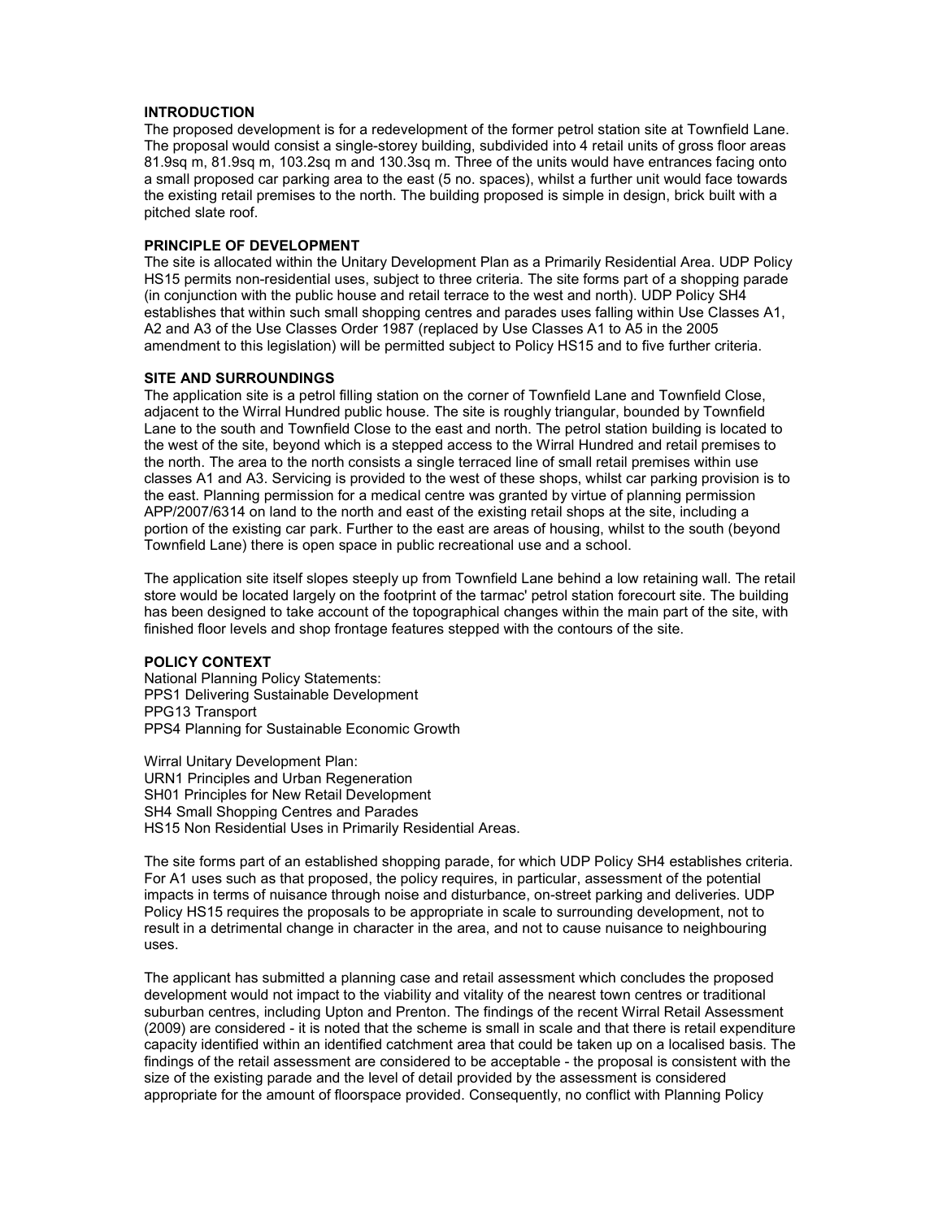**INTRODUCTION**

The proposed development is for a redevelopment of the former petrol station site at Townfield Lane. The proposal would consist a single-storey building, subdivided into 4 retail units of gross floor areas 81.9sq m, 81.9sq m, 103.2sq m and 130.3sq m. Three of the units would have entrances facing onto a small proposed car parking area to the east (5 no. spaces), whilst a further unit would face towards the existing retail premises to the north. The building proposed is simple in design, brick built with a pitched slate roof.

**PRINCIPLE OF DEVELOPMENT**

The site is allocated within the Unitary Development Plan as a Primarily Residential Area. UDP Policy HS15 permits non-residential uses, subject to three criteria. The site forms part of a shopping parade (in conjunction with the public house and retail terrace to the west and north). UDP Policy SH4 establishes that within such small shopping centres and parades uses falling within Use Classes A1, A2 and A3 of the Use Classes Order 1987 (replaced by Use Classes A1 to A5 in the 2005 amendment to this legislation) will be permitted subject to Policy HS15 and to five further criteria.

**SITE AND SURROUNDINGS**

The application site is a petrol filling station on the corner of Townfield Lane and Townfield Close, adjacent to the Wirral Hundred public house. The site is roughly triangular, bounded by Townfield Lane to the south and Townfield Close to the east and north. The petrol station building is located to the west of the site, beyond which is a stepped access to the Wirral Hundred and retail premises to the north. The area to the north consists a single terraced line of small retail premises within use classes A1 and A3. Servicing is provided to the west of these shops, whilst car parking provision is to the east. Planning permission for a medical centre was granted by virtue of planning permission APP/2007/6314 on land to the north and east of the existing retail shops at the site, including a portion of the existing car park. Further to the east are areas of housing, whilst to the south (beyond Townfield Lane) there is open space in public recreational use and a school.

The application site itself slopes steeply up from Townfield Lane behind a low retaining wall. The retail store would be located largely on the footprint of the tarmac' petrol station forecourt site. The building has been designed to take account of the topographical changes within the main part of the site, with finished floor levels and shop frontage features stepped with the contours of the site.

**POLICY CONTEXT**

National Planning Policy Statements:
PPS1 Delivering Sustainable Development
PPG13 Transport
PPS4 Planning for Sustainable Economic Growth

Wirral Unitary Development Plan:
URN1 Principles and Urban Regeneration
SH01 Principles for New Retail Development
SH4 Small Shopping Centres and Parades
HS15 Non Residential Uses in Primarily Residential Areas.

The site forms part of an established shopping parade, for which UDP Policy SH4 establishes criteria. For A1 uses such as that proposed, the policy requires, in particular, assessment of the potential impacts in terms of nuisance through noise and disturbance, on-street parking and deliveries. UDP Policy HS15 requires the proposals to be appropriate in scale to surrounding development, not to result in a detrimental change in character in the area, and not to cause nuisance to neighbouring uses.

The applicant has submitted a planning case and retail assessment which concludes the proposed development would not impact to the viability and vitality of the nearest town centres or traditional suburban centres, including Upton and Prenton. The findings of the recent Wirral Retail Assessment (2009) are considered - it is noted that the scheme is small in scale and that there is retail expenditure capacity identified within an identified catchment area that could be taken up on a localised basis. The findings of the retail assessment are considered to be acceptable - the proposal is consistent with the size of the existing parade and the level of detail provided by the assessment is considered appropriate for the amount of floorspace provided. Consequently, no conflict with Planning Policy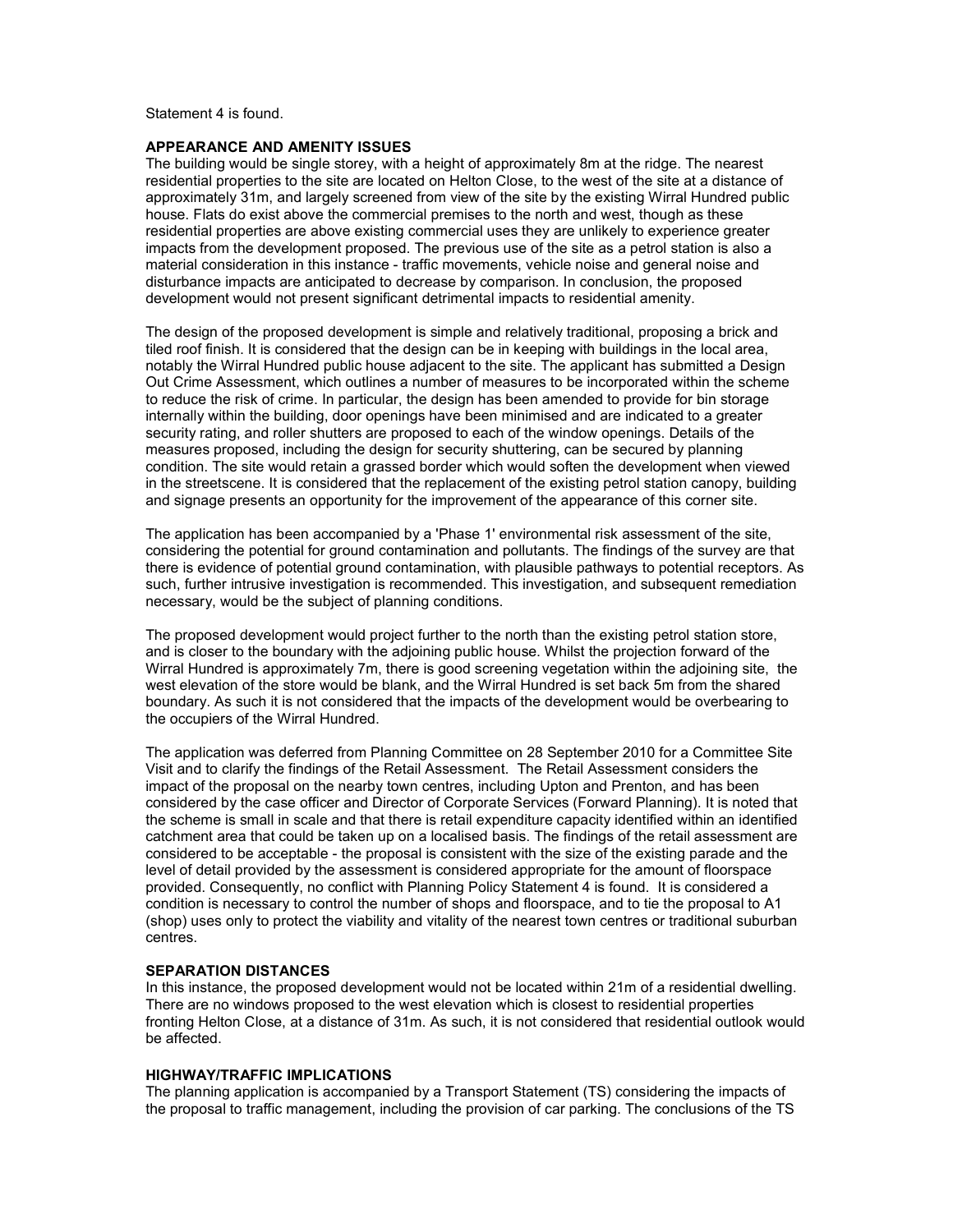Statement 4 is found.

**APPEARANCE AND AMENITY ISSUES**

The building would be single storey, with a height of approximately 8m at the ridge. The nearest residential properties to the site are located on Helton Close, to the west of the site at a distance of approximately 31m, and largely screened from view of the site by the existing Wirral Hundred public house. Flats do exist above the commercial premises to the north and west, though as these residential properties are above existing commercial uses they are unlikely to experience greater impacts from the development proposed. The previous use of the site as a petrol station is also a material consideration in this instance - traffic movements, vehicle noise and general noise and disturbance impacts are anticipated to decrease by comparison. In conclusion, the proposed development would not present significant detrimental impacts to residential amenity.

The design of the proposed development is simple and relatively traditional, proposing a brick and tiled roof finish. It is considered that the design can be in keeping with buildings in the local area, notably the Wirral Hundred public house adjacent to the site. The applicant has submitted a Design Out Crime Assessment, which outlines a number of measures to be incorporated within the scheme to reduce the risk of crime. In particular, the design has been amended to provide for bin storage internally within the building, door openings have been minimised and are indicated to a greater security rating, and roller shutters are proposed to each of the window openings. Details of the measures proposed, including the design for security shuttering, can be secured by planning condition. The site would retain a grassed border which would soften the development when viewed in the streetscene. It is considered that the replacement of the existing petrol station canopy, building and signage presents an opportunity for the improvement of the appearance of this corner site.

The application has been accompanied by a 'Phase 1' environmental risk assessment of the site, considering the potential for ground contamination and pollutants. The findings of the survey are that there is evidence of potential ground contamination, with plausible pathways to potential receptors. As such, further intrusive investigation is recommended. This investigation, and subsequent remediation necessary, would be the subject of planning conditions.

The proposed development would project further to the north than the existing petrol station store, and is closer to the boundary with the adjoining public house. Whilst the projection forward of the Wirral Hundred is approximately 7m, there is good screening vegetation within the adjoining site, the west elevation of the store would be blank, and the Wirral Hundred is set back 5m from the shared boundary. As such it is not considered that the impacts of the development would be overbearing to the occupiers of the Wirral Hundred.

The application was deferred from Planning Committee on 28 September 2010 for a Committee Site Visit and to clarify the findings of the Retail Assessment. The Retail Assessment considers the impact of the proposal on the nearby town centres, including Upton and Prenton, and has been considered by the case officer and Director of Corporate Services (Forward Planning). It is noted that the scheme is small in scale and that there is retail expenditure capacity identified within an identified catchment area that could be taken up on a localised basis. The findings of the retail assessment are considered to be acceptable - the proposal is consistent with the size of the existing parade and the level of detail provided by the assessment is considered appropriate for the amount of floorspace provided. Consequently, no conflict with Planning Policy Statement 4 is found. It is considered a condition is necessary to control the number of shops and floorspace, and to tie the proposal to A1 (shop) uses only to protect the viability and vitality of the nearest town centres or traditional suburban centres.

**SEPARATION DISTANCES**

In this instance, the proposed development would not be located within 21m of a residential dwelling. There are no windows proposed to the west elevation which is closest to residential properties fronting Helton Close, at a distance of 31m. As such, it is not considered that residential outlook would be affected.

**HIGHWAY/TRAFFIC IMPLICATIONS**

The planning application is accompanied by a Transport Statement (TS) considering the impacts of the proposal to traffic management, including the provision of car parking. The conclusions of the TS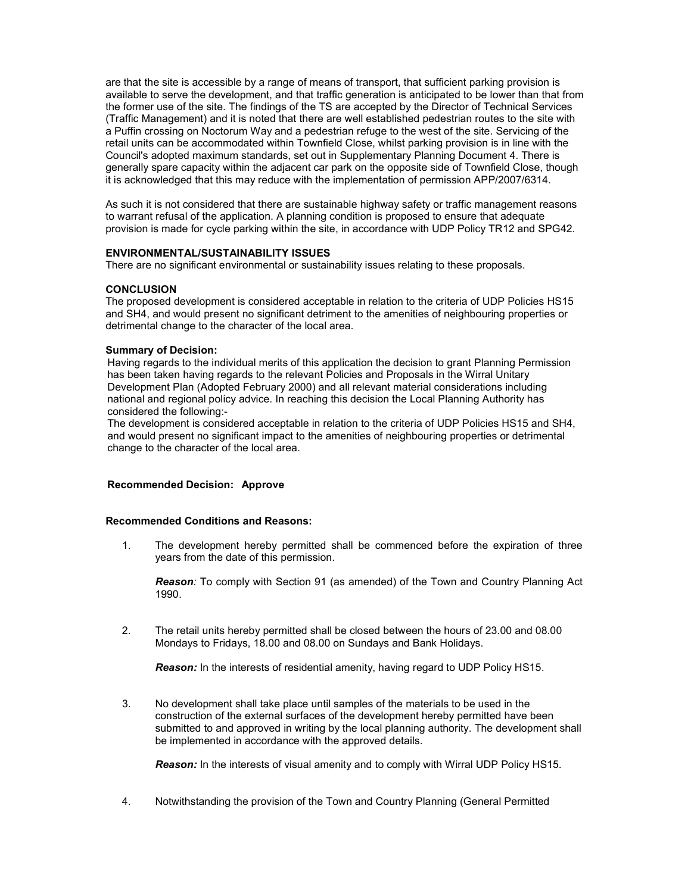are that the site is accessible by a range of means of transport, that sufficient parking provision is available to serve the development, and that traffic generation is anticipated to be lower than that from the former use of the site. The findings of the TS are accepted by the Director of Technical Services (Traffic Management) and it is noted that there are well established pedestrian routes to the site with a Puffin crossing on Noctorum Way and a pedestrian refuge to the west of the site. Servicing of the retail units can be accommodated within Townfield Close, whilst parking provision is in line with the Council's adopted maximum standards, set out in Supplementary Planning Document 4. There is generally spare capacity within the adjacent car park on the opposite side of Townfield Close, though it is acknowledged that this may reduce with the implementation of permission APP/2007/6314.

As such it is not considered that there are sustainable highway safety or traffic management reasons to warrant refusal of the application. A planning condition is proposed to ensure that adequate provision is made for cycle parking within the site, in accordance with UDP Policy TR12 and SPG42.

**ENVIRONMENTAL/SUSTAINABILITY ISSUES**

There are no significant environmental or sustainability issues relating to these proposals.

**CONCLUSION**

The proposed development is considered acceptable in relation to the criteria of UDP Policies HS15 and SH4, and would present no significant detriment to the amenities of neighbouring properties or detrimental change to the character of the local area.

**Summary of Decision:**

Having regards to the individual merits of this application the decision to grant Planning Permission has been taken having regards to the relevant Policies and Proposals in the Wirral Unitary Development Plan (Adopted February 2000) and all relevant material considerations including national and regional policy advice. In reaching this decision the Local Planning Authority has considered the following:-

The development is considered acceptable in relation to the criteria of UDP Policies HS15 and SH4, and would present no significant impact to the amenities of neighbouring properties or detrimental change to the character of the local area.

**Recommended Decision: Approve**

**Recommended Conditions and Reasons:**

1. The development hereby permitted shall be commenced before the expiration of three years from the date of this permission.

   ***Reason**:* To comply with Section 91 (as amended) of the Town and Country Planning Act 1990.

2. The retail units hereby permitted shall be closed between the hours of 23.00 and 08.00 Mondays to Fridays, 18.00 and 08.00 on Sundays and Bank Holidays.

   ***Reason:*** In the interests of residential amenity, having regard to UDP Policy HS15.

3. No development shall take place until samples of the materials to be used in the construction of the external surfaces of the development hereby permitted have been submitted to and approved in writing by the local planning authority. The development shall be implemented in accordance with the approved details.

   ***Reason:*** In the interests of visual amenity and to comply with Wirral UDP Policy HS15.

4. Notwithstanding the provision of the Town and Country Planning (General Permitted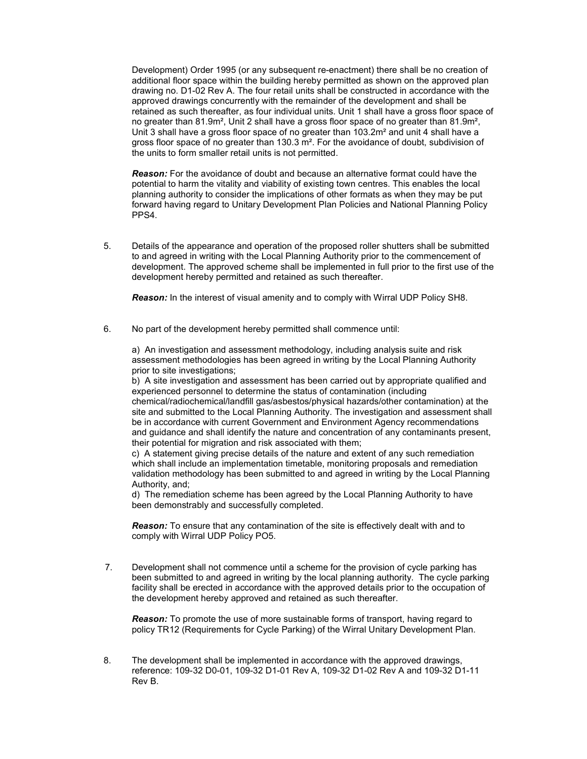Development) Order 1995 (or any subsequent re-enactment) there shall be no creation of additional floor space within the building hereby permitted as shown on the approved plan drawing no. D1-02 Rev A. The four retail units shall be constructed in accordance with the approved drawings concurrently with the remainder of the development and shall be retained as such thereafter, as four individual units. Unit 1 shall have a gross floor space of no greater than 81.9m², Unit 2 shall have a gross floor space of no greater than 81.9m², Unit 3 shall have a gross floor space of no greater than 103.2m² and unit 4 shall have a gross floor space of no greater than 130.3 m². For the avoidance of doubt, subdivision of the units to form smaller retail units is not permitted.

***Reason:*** For the avoidance of doubt and because an alternative format could have the potential to harm the vitality and viability of existing town centres. This enables the local planning authority to consider the implications of other formats as when they may be put forward having regard to Unitary Development Plan Policies and National Planning Policy PPS4.

5. Details of the appearance and operation of the proposed roller shutters shall be submitted to and agreed in writing with the Local Planning Authority prior to the commencement of development. The approved scheme shall be implemented in full prior to the first use of the development hereby permitted and retained as such thereafter.

   ***Reason:*** In the interest of visual amenity and to comply with Wirral UDP Policy SH8.

6. No part of the development hereby permitted shall commence until:

   a) An investigation and assessment methodology, including analysis suite and risk assessment methodologies has been agreed in writing by the Local Planning Authority prior to site investigations;
   b) A site investigation and assessment has been carried out by appropriate qualified and experienced personnel to determine the status of contamination (including chemical/radiochemical/landfill gas/asbestos/physical hazards/other contamination) at the site and submitted to the Local Planning Authority. The investigation and assessment shall be in accordance with current Government and Environment Agency recommendations and guidance and shall identify the nature and concentration of any contaminants present, their potential for migration and risk associated with them;
   c) A statement giving precise details of the nature and extent of any such remediation which shall include an implementation timetable, monitoring proposals and remediation validation methodology has been submitted to and agreed in writing by the Local Planning Authority, and;
   d) The remediation scheme has been agreed by the Local Planning Authority to have been demonstrably and successfully completed.

   ***Reason:*** To ensure that any contamination of the site is effectively dealt with and to comply with Wirral UDP Policy PO5.

7. Development shall not commence until a scheme for the provision of cycle parking has been submitted to and agreed in writing by the local planning authority. The cycle parking facility shall be erected in accordance with the approved details prior to the occupation of the development hereby approved and retained as such thereafter.

   ***Reason:*** To promote the use of more sustainable forms of transport, having regard to policy TR12 (Requirements for Cycle Parking) of the Wirral Unitary Development Plan.

8. The development shall be implemented in accordance with the approved drawings, reference: 109-32 D0-01, 109-32 D1-01 Rev A, 109-32 D1-02 Rev A and 109-32 D1-11 Rev B.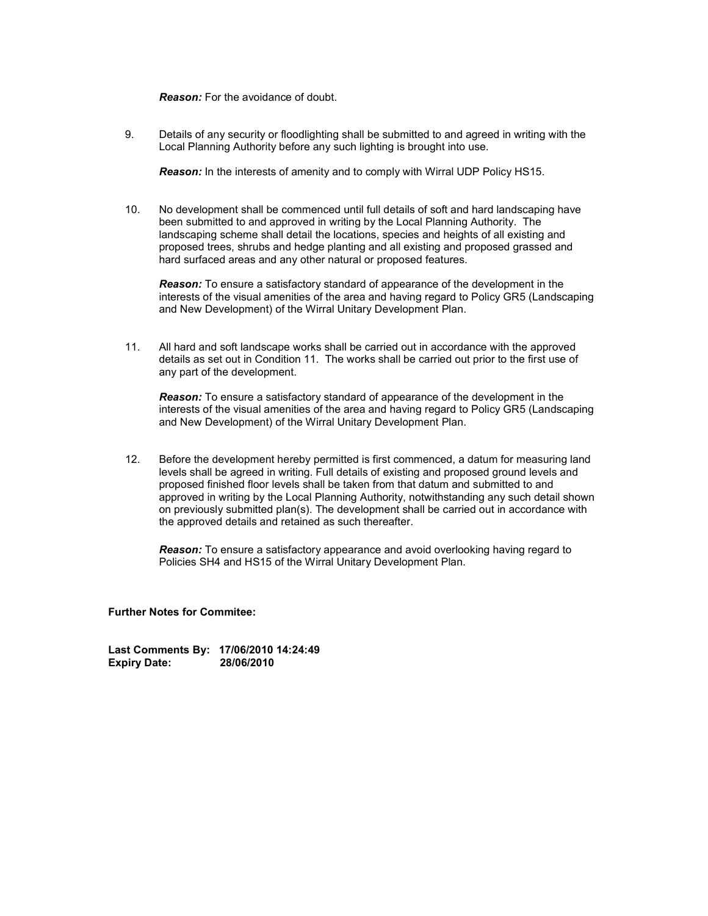***Reason:*** For the avoidance of doubt.

9. Details of any security or floodlighting shall be submitted to and agreed in writing with the Local Planning Authority before any such lighting is brought into use.

   ***Reason:*** In the interests of amenity and to comply with Wirral UDP Policy HS15.

10. No development shall be commenced until full details of soft and hard landscaping have been submitted to and approved in writing by the Local Planning Authority. The landscaping scheme shall detail the locations, species and heights of all existing and proposed trees, shrubs and hedge planting and all existing and proposed grassed and hard surfaced areas and any other natural or proposed features.

    ***Reason:*** To ensure a satisfactory standard of appearance of the development in the interests of the visual amenities of the area and having regard to Policy GR5 (Landscaping and New Development) of the Wirral Unitary Development Plan.

11. All hard and soft landscape works shall be carried out in accordance with the approved details as set out in Condition 11. The works shall be carried out prior to the first use of any part of the development.

    ***Reason:*** To ensure a satisfactory standard of appearance of the development in the interests of the visual amenities of the area and having regard to Policy GR5 (Landscaping and New Development) of the Wirral Unitary Development Plan.

12. Before the development hereby permitted is first commenced, a datum for measuring land levels shall be agreed in writing. Full details of existing and proposed ground levels and proposed finished floor levels shall be taken from that datum and submitted to and approved in writing by the Local Planning Authority, notwithstanding any such detail shown on previously submitted plan(s). The development shall be carried out in accordance with the approved details and retained as such thereafter.

    ***Reason:*** To ensure a satisfactory appearance and avoid overlooking having regard to Policies SH4 and HS15 of the Wirral Unitary Development Plan.

**Further Notes for Commitee:**

**Last Comments By: 17/06/2010 14:24:49**
**Expiry Date: 28/06/2010**